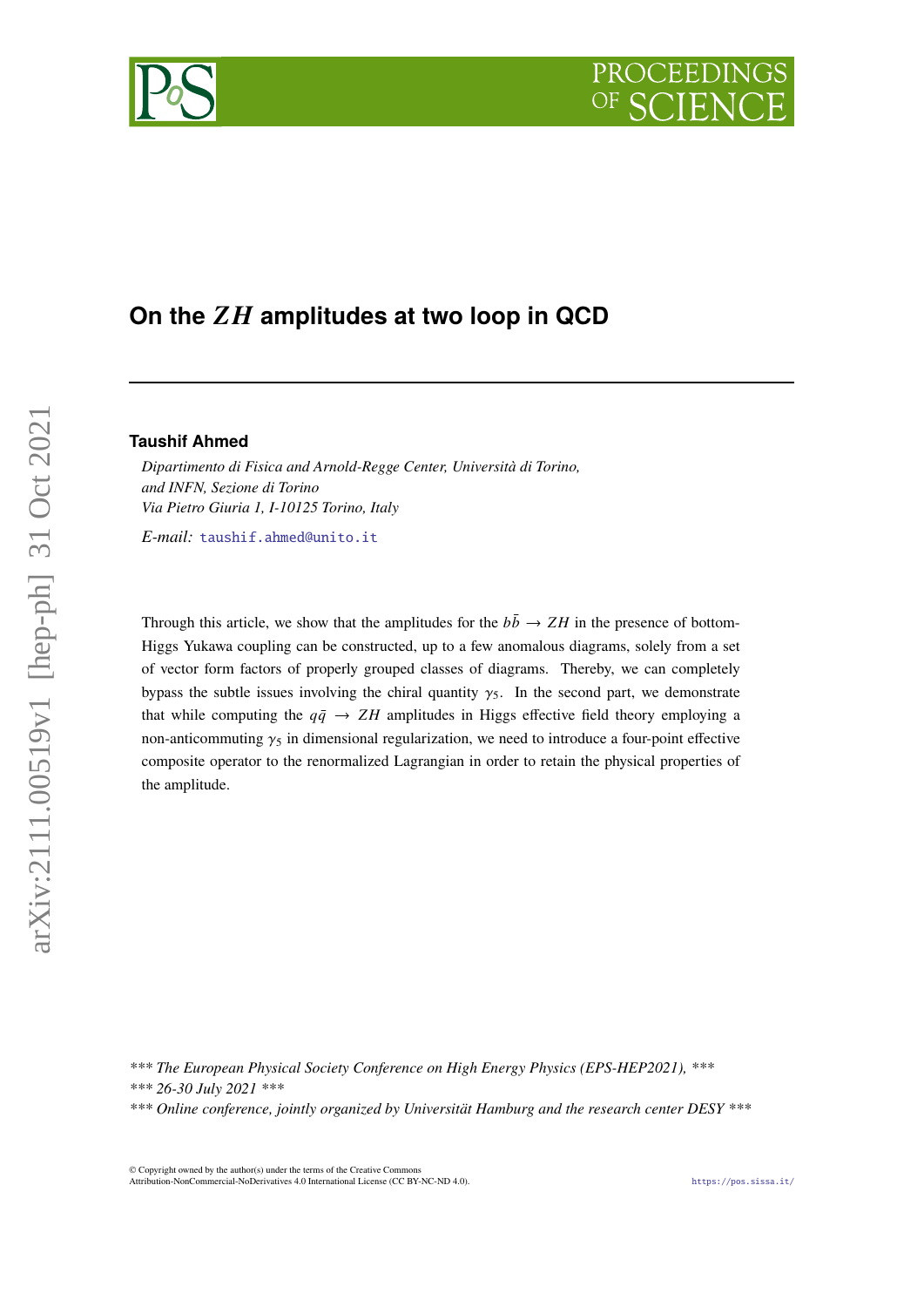# On the $ZH$ amplitudes at two loop in QCD

**Taushif Ahmed**

*Dipartimento di Fisica and Arnold-Regge Center, Università di Torino, and INFN, Sezione di Torino*
*Via Pietro Giuria 1, I-10125 Torino, Italy*

*E-mail:* taushif.ahmed@unito.it

Through this article, we show that the amplitudes for the $b\bar{b} \to ZH$ in the presence of bottom-Higgs Yukawa coupling can be constructed, up to a few anomalous diagrams, solely from a set of vector form factors of properly grouped classes of diagrams. Thereby, we can completely bypass the subtle issues involving the chiral quantity $\gamma_5$. In the second part, we demonstrate that while computing the $q\bar{q} \to ZH$ amplitudes in Higgs effective field theory employing a non-anticommuting $\gamma_5$ in dimensional regularization, we need to introduce a four-point effective composite operator to the renormalized Lagrangian in order to retain the physical properties of the amplitude.

*\*\*\* The European Physical Society Conference on High Energy Physics (EPS-HEP2021), \*\*\**
*\*\*\* 26-30 July 2021 \*\*\**
*\*\*\* Online conference, jointly organized by Universität Hamburg and the research center DESY \*\*\**

© Copyright owned by the author(s) under the terms of the Creative Commons Attribution-NonCommercial-NoDerivatives 4.0 International License (CC BY-NC-ND 4.0).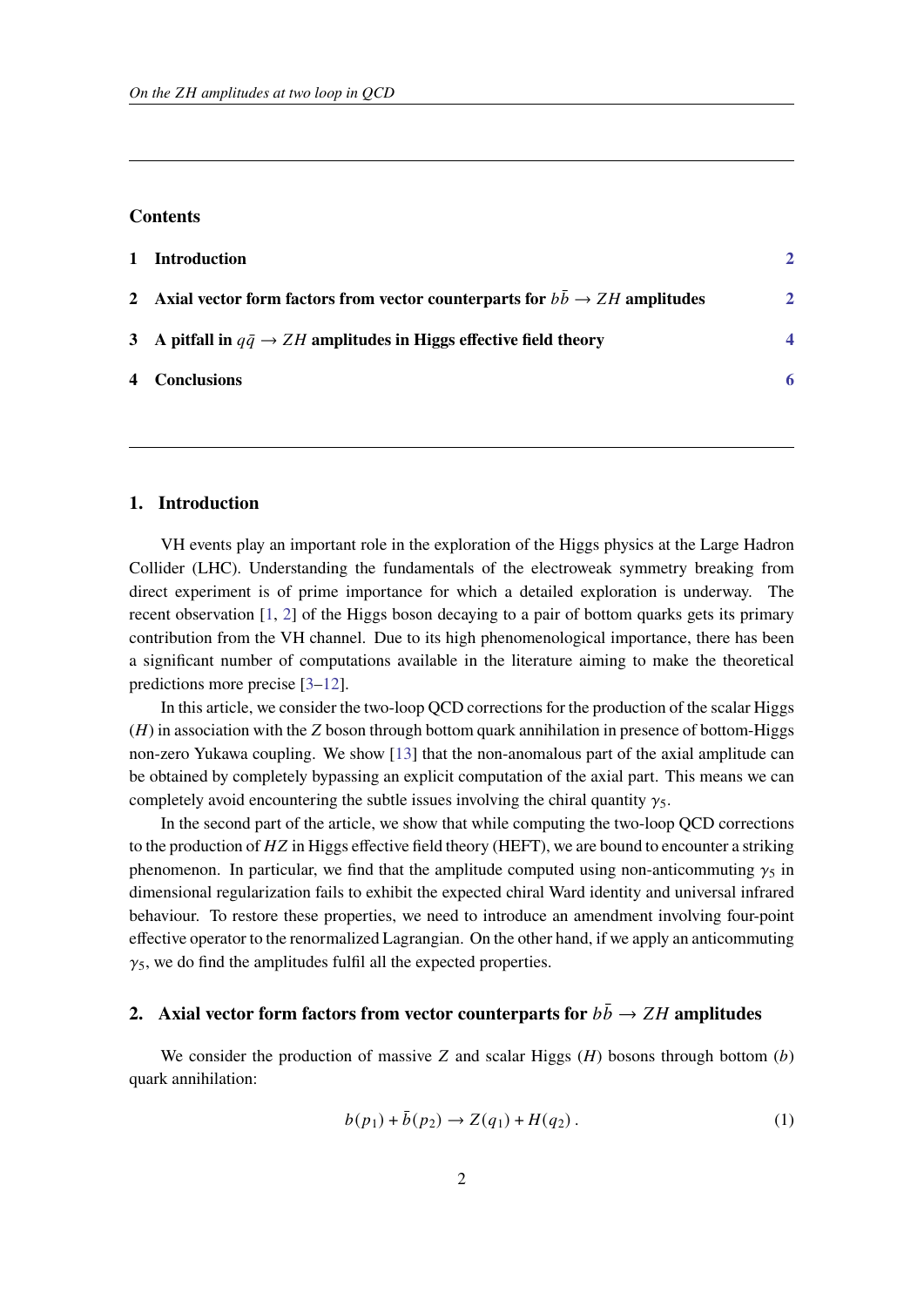## Contents

1 Introduction 2

2 Axial vector form factors from vector counterparts for $b\bar{b} \to ZH$ amplitudes 2

3 A pitfall in $q\bar{q} \to ZH$ amplitudes in Higgs effective field theory 4

4 Conclusions 6

## 1. Introduction

VH events play an important role in the exploration of the Higgs physics at the Large Hadron Collider (LHC). Understanding the fundamentals of the electroweak symmetry breaking from direct experiment is of prime importance for which a detailed exploration is underway. The recent observation [1, 2] of the Higgs boson decaying to a pair of bottom quarks gets its primary contribution from the VH channel. Due to its high phenomenological importance, there has been a significant number of computations available in the literature aiming to make the theoretical predictions more precise [3–12].

In this article, we consider the two-loop QCD corrections for the production of the scalar Higgs ($H$) in association with the $Z$ boson through bottom quark annihilation in presence of bottom-Higgs non-zero Yukawa coupling. We show [13] that the non-anomalous part of the axial amplitude can be obtained by completely bypassing an explicit computation of the axial part. This means we can completely avoid encountering the subtle issues involving the chiral quantity $\gamma_5$.

In the second part of the article, we show that while computing the two-loop QCD corrections to the production of $HZ$ in Higgs effective field theory (HEFT), we are bound to encounter a striking phenomenon. In particular, we find that the amplitude computed using non-anticommuting $\gamma_5$ in dimensional regularization fails to exhibit the expected chiral Ward identity and universal infrared behaviour. To restore these properties, we need to introduce an amendment involving four-point effective operator to the renormalized Lagrangian. On the other hand, if we apply an anticommuting $\gamma_5$, we do find the amplitudes fulfil all the expected properties.

## 2. Axial vector form factors from vector counterparts for $b\bar{b} \to ZH$ amplitudes

We consider the production of massive $Z$ and scalar Higgs ($H$) bosons through bottom ($b$) quark annihilation:

$$b(p_1) + \bar{b}(p_2) \to Z(q_1) + H(q_2)\,. \tag{1}$$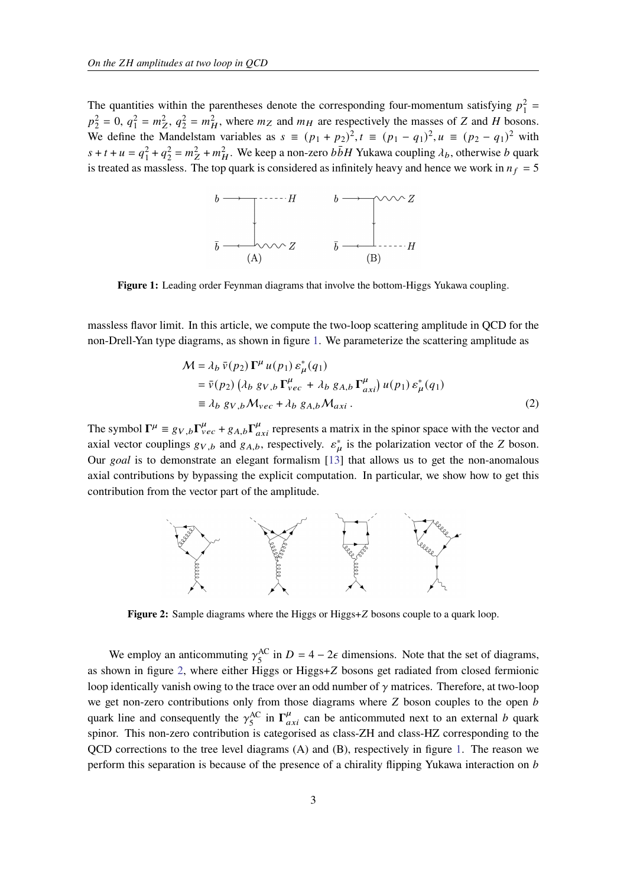The quantities within the parentheses denote the corresponding four-momentum satisfying $p_1^2 = p_2^2 = 0$, $q_1^2 = m_Z^2$, $q_2^2 = m_H^2$, where $m_Z$ and $m_H$ are respectively the masses of $Z$ and $H$ bosons. We define the Mandelstam variables as $s \equiv (p_1 + p_2)^2, t \equiv (p_1 - q_1)^2, u \equiv (p_2 - q_1)^2$ with $s + t + u = q_1^2 + q_2^2 = m_Z^2 + m_H^2$. We keep a non-zero $b\bar{b}H$ Yukawa coupling $\lambda_b$, otherwise $b$ quark is treated as massless. The top quark is considered as infinitely heavy and hence we work in $n_f = 5$

**Figure 1:** Leading order Feynman diagrams that involve the bottom-Higgs Yukawa coupling.

massless flavor limit. In this article, we compute the two-loop scattering amplitude in QCD for the non-Drell-Yan type diagrams, as shown in figure 1. We parameterize the scattering amplitude as

$$
\begin{aligned}
\mathcal{M} &= \lambda_b \, \bar{v}(p_2) \, \mathbf{\Gamma}^\mu \, u(p_1) \, \varepsilon_\mu^*(q_1) \\
&= \bar{v}(p_2) \left( \lambda_b \, g_{V,b} \, \mathbf{\Gamma}_{vec}^\mu + \lambda_b \, g_{A,b} \, \mathbf{\Gamma}_{axi}^\mu \right) u(p_1) \, \varepsilon_\mu^*(q_1) \\
&\equiv \lambda_b \, g_{V,b} \mathcal{M}_{vec} + \lambda_b \, g_{A,b} \mathcal{M}_{axi} \, .
\end{aligned} \tag{2}
$$

The symbol $\mathbf{\Gamma}^\mu \equiv g_{V,b} \mathbf{\Gamma}_{vec}^\mu + g_{A,b} \mathbf{\Gamma}_{axi}^\mu$ represents a matrix in the spinor space with the vector and axial vector couplings $g_{V,b}$ and $g_{A,b}$, respectively. $\varepsilon_\mu^*$ is the polarization vector of the $Z$ boson. Our *goal* is to demonstrate an elegant formalism [13] that allows us to get the non-anomalous axial contributions by bypassing the explicit computation. In particular, we show how to get this contribution from the vector part of the amplitude.

**Figure 2:** Sample diagrams where the Higgs or Higgs+$Z$ bosons couple to a quark loop.

We employ an anticommuting $\gamma_5^{\text{AC}}$ in $D = 4 - 2\epsilon$ dimensions. Note that the set of diagrams, as shown in figure 2, where either Higgs or Higgs+$Z$ bosons get radiated from closed fermionic loop identically vanish owing to the trace over an odd number of $\gamma$ matrices. Therefore, at two-loop we get non-zero contributions only from those diagrams where $Z$ boson couples to the open $b$ quark line and consequently the $\gamma_5^{\text{AC}}$ in $\mathbf{\Gamma}_{axi}^\mu$ can be anticommuted next to an external $b$ quark spinor. This non-zero contribution is categorised as class-ZH and class-HZ corresponding to the QCD corrections to the tree level diagrams (A) and (B), respectively in figure 1. The reason we perform this separation is because of the presence of a chirality flipping Yukawa interaction on $b$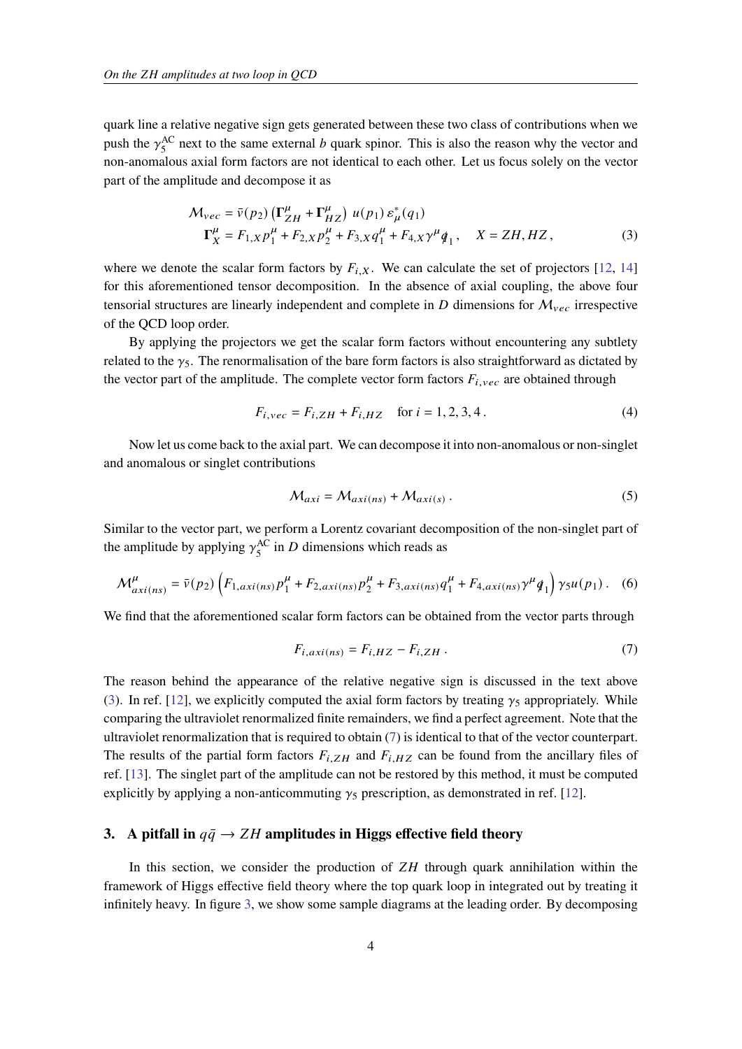quark line a relative negative sign gets generated between these two class of contributions when we push the $\gamma_5^{\text{AC}}$ next to the same external $b$ quark spinor. This is also the reason why the vector and non-anomalous axial form factors are not identical to each other. Let us focus solely on the vector part of the amplitude and decompose it as

$$
\begin{aligned}
\mathcal{M}_{vec} &= \bar{v}(p_2)\left(\boldsymbol{\Gamma}^{\mu}_{ZH} + \boldsymbol{\Gamma}^{\mu}_{HZ}\right) u(p_1)\, \varepsilon^*_\mu(q_1) \\
\boldsymbol{\Gamma}^{\mu}_{X} &= F_{1,X} p_1^\mu + F_{2,X} p_2^\mu + F_{3,X} q_1^\mu + F_{4,X} \gamma^\mu \not{q}_1\,, \quad X = ZH, HZ\,,
\end{aligned}
\tag{3}
$$

where we denote the scalar form factors by $F_{i,X}$. We can calculate the set of projectors [12, 14] for this aforementioned tensor decomposition. In the absence of axial coupling, the above four tensorial structures are linearly independent and complete in $D$ dimensions for $\mathcal{M}_{vec}$ irrespective of the QCD loop order.

By applying the projectors we get the scalar form factors without encountering any subtlety related to the $\gamma_5$. The renormalisation of the bare form factors is also straightforward as dictated by the vector part of the amplitude. The complete vector form factors $F_{i,vec}$ are obtained through

$$
F_{i,vec} = F_{i,ZH} + F_{i,HZ} \quad \text{for } i = 1,2,3,4\,.
\tag{4}
$$

Now let us come back to the axial part. We can decompose it into non-anomalous or non-singlet and anomalous or singlet contributions

$$
\mathcal{M}_{axi} = \mathcal{M}_{axi(ns)} + \mathcal{M}_{axi(s)}\,.
\tag{5}
$$

Similar to the vector part, we perform a Lorentz covariant decomposition of the non-singlet part of the amplitude by applying $\gamma_5^{\text{AC}}$ in $D$ dimensions which reads as

$$
\mathcal{M}^{\mu}_{axi(ns)} = \bar{v}(p_2)\left(F_{1,axi(ns)} p_1^\mu + F_{2,axi(ns)} p_2^\mu + F_{3,axi(ns)} q_1^\mu + F_{4,axi(ns)} \gamma^\mu \not{q}_1\right)\gamma_5 u(p_1)\,.
\tag{6}
$$

We find that the aforementioned scalar form factors can be obtained from the vector parts through

$$
F_{i,axi(ns)} = F_{i,HZ} - F_{i,ZH}\,.
\tag{7}
$$

The reason behind the appearance of the relative negative sign is discussed in the text above (3). In ref. [12], we explicitly computed the axial form factors by treating $\gamma_5$ appropriately. While comparing the ultraviolet renormalized finite remainders, we find a perfect agreement. Note that the ultraviolet renormalization that is required to obtain (7) is identical to that of the vector counterpart. The results of the partial form factors $F_{i,ZH}$ and $F_{i,HZ}$ can be found from the ancillary files of ref. [13]. The singlet part of the amplitude can not be restored by this method, it must be computed explicitly by applying a non-anticommuting $\gamma_5$ prescription, as demonstrated in ref. [12].

## 3. A pitfall in $q\bar{q} \to ZH$ amplitudes in Higgs effective field theory

In this section, we consider the production of $ZH$ through quark annihilation within the framework of Higgs effective field theory where the top quark loop in integrated out by treating it infinitely heavy. In figure 3, we show some sample diagrams at the leading order. By decomposing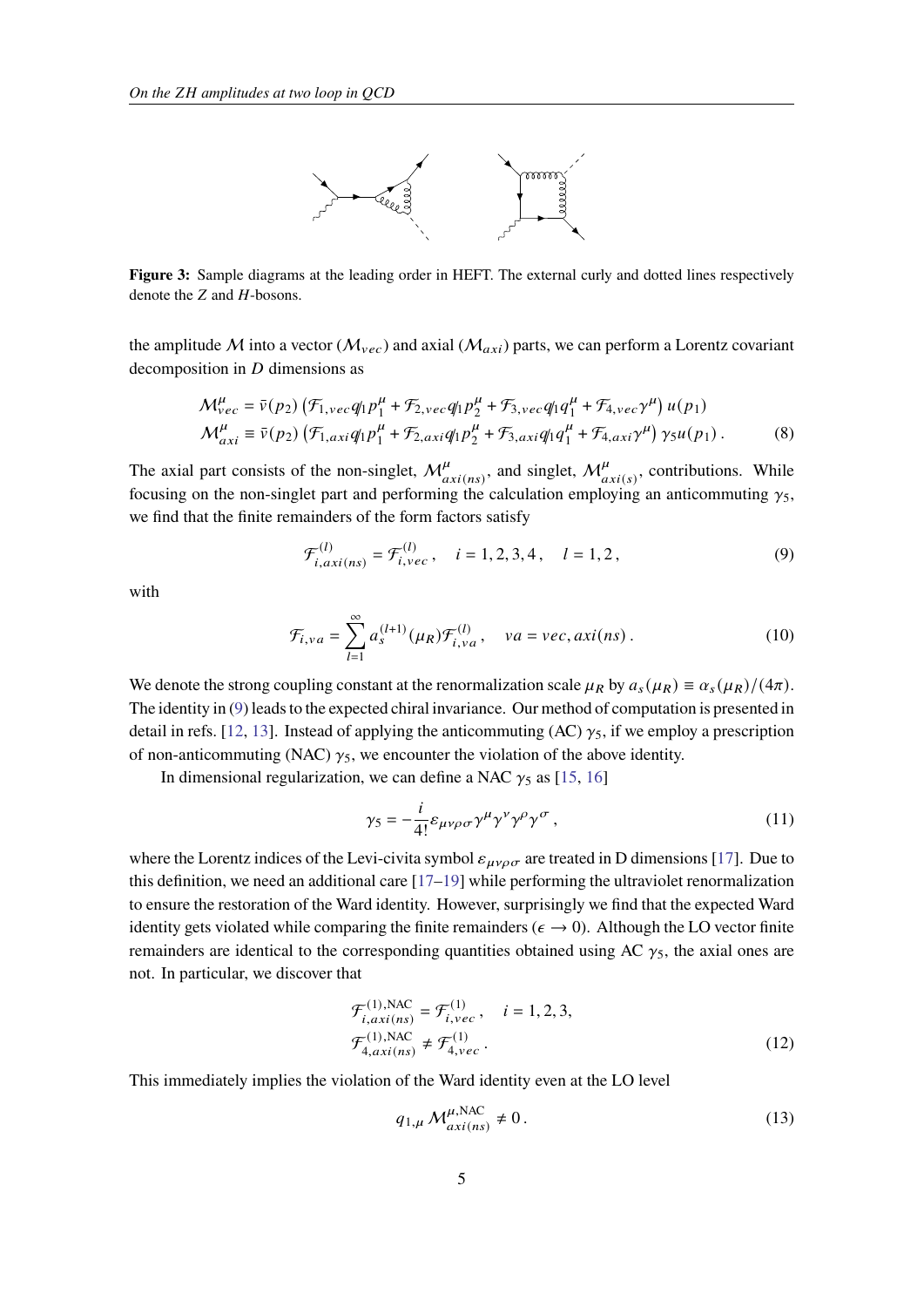**Figure 3:** Sample diagrams at the leading order in HEFT. The external curly and dotted lines respectively denote the $Z$ and $H$-bosons.

the amplitude $\mathcal{M}$ into a vector ($\mathcal{M}_{vec}$) and axial ($\mathcal{M}_{axi}$) parts, we can perform a Lorentz covariant decomposition in $D$ dimensions as

$$
\begin{aligned}
\mathcal{M}^{\mu}_{vec} &= \bar{v}(p_2)\left(\mathcal{F}_{1,vec}\not{q}_1 p_1^{\mu} + \mathcal{F}_{2,vec}\not{q}_1 p_2^{\mu} + \mathcal{F}_{3,vec}\not{q}_1 q_1^{\mu} + \mathcal{F}_{4,vec}\gamma^{\mu}\right) u(p_1) \\
\mathcal{M}^{\mu}_{axi} &\equiv \bar{v}(p_2)\left(\mathcal{F}_{1,axi}\not{q}_1 p_1^{\mu} + \mathcal{F}_{2,axi}\not{q}_1 p_2^{\mu} + \mathcal{F}_{3,axi}\not{q}_1 q_1^{\mu} + \mathcal{F}_{4,axi}\gamma^{\mu}\right) \gamma_5 u(p_1)\,.
\end{aligned}
\tag{8}
$$

The axial part consists of the non-singlet, $\mathcal{M}^{\mu}_{axi(ns)}$, and singlet, $\mathcal{M}^{\mu}_{axi(s)}$, contributions. While focusing on the non-singlet part and performing the calculation employing an anticommuting $\gamma_5$, we find that the finite remainders of the form factors satisfy

$$
\mathcal{F}^{(l)}_{i,axi(ns)} = \mathcal{F}^{(l)}_{i,vec}\,, \quad i = 1,2,3,4\,, \quad l = 1,2\,,
\tag{9}
$$

with

$$
\mathcal{F}_{i,va} = \sum_{l=1}^{\infty} a_s^{(l+1)}(\mu_R)\mathcal{F}^{(l)}_{i,va}\,, \quad va = vec, axi(ns)\,.
\tag{10}
$$

We denote the strong coupling constant at the renormalization scale $\mu_R$ by $a_s(\mu_R) \equiv \alpha_s(\mu_R)/(4\pi)$. The identity in (9) leads to the expected chiral invariance. Our method of computation is presented in detail in refs. [12, 13]. Instead of applying the anticommuting (AC) $\gamma_5$, if we employ a prescription of non-anticommuting (NAC) $\gamma_5$, we encounter the violation of the above identity.

In dimensional regularization, we can define a NAC $\gamma_5$ as [15, 16]

$$
\gamma_5 = -\frac{i}{4!}\varepsilon_{\mu\nu\rho\sigma}\gamma^{\mu}\gamma^{\nu}\gamma^{\rho}\gamma^{\sigma}\,,
\tag{11}
$$

where the Lorentz indices of the Levi-civita symbol $\varepsilon_{\mu\nu\rho\sigma}$ are treated in D dimensions [17]. Due to this definition, we need an additional care [17–19] while performing the ultraviolet renormalization to ensure the restoration of the Ward identity. However, surprisingly we find that the expected Ward identity gets violated while comparing the finite remainders ($\epsilon \to 0$). Although the LO vector finite remainders are identical to the corresponding quantities obtained using AC $\gamma_5$, the axial ones are not. In particular, we discover that

$$
\begin{aligned}
&\mathcal{F}^{(1),\mathrm{NAC}}_{i,axi(ns)} = \mathcal{F}^{(1)}_{i,vec}\,, \quad i = 1,2,3, \\
&\mathcal{F}^{(1),\mathrm{NAC}}_{4,axi(ns)} \neq \mathcal{F}^{(1)}_{4,vec}\,.
\end{aligned}
\tag{12}
$$

This immediately implies the violation of the Ward identity even at the LO level

$$
q_{1,\mu}\,\mathcal{M}^{\mu,\mathrm{NAC}}_{axi(ns)} \neq 0\,.
\tag{13}
$$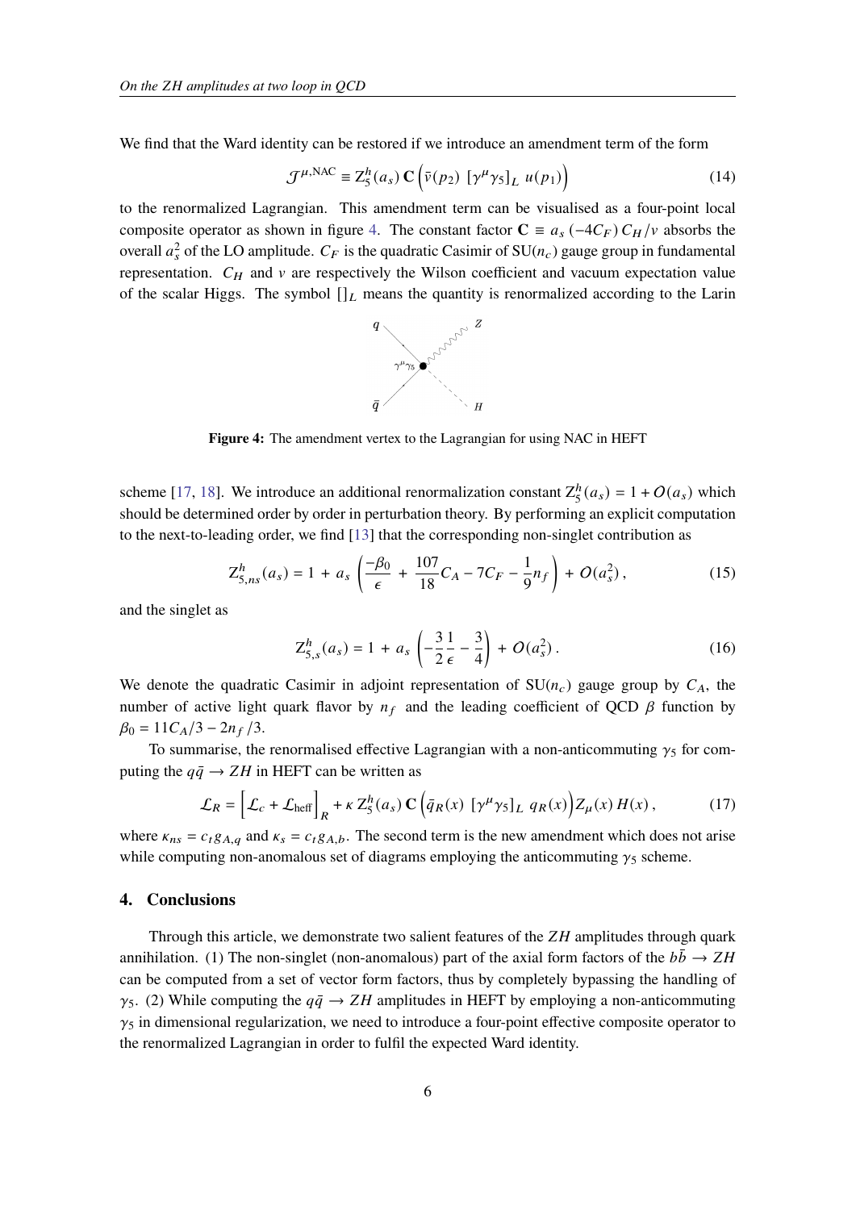We find that the Ward identity can be restored if we introduce an amendment term of the form

$$\mathcal{J}^{\mu,\mathrm{NAC}} \equiv \mathrm{Z}_5^h(a_s)\,\mathbf{C}\left(\bar{v}(p_2)\;[\gamma^\mu\gamma_5]_L\;u(p_1)\right) \tag{14}$$

to the renormalized Lagrangian. This amendment term can be visualised as a four-point local composite operator as shown in figure 4. The constant factor $\mathbf{C} \equiv a_s\,(-4C_F)\,C_H/v$ absorbs the overall $a_s^2$ of the LO amplitude. $C_F$ is the quadratic Casimir of $\mathrm{SU}(n_c)$ gauge group in fundamental representation. $C_H$ and $v$ are respectively the Wilson coefficient and vacuum expectation value of the scalar Higgs. The symbol $[]_L$ means the quantity is renormalized according to the Larin

**Figure 4:** The amendment vertex to the Lagrangian for using NAC in HEFT

scheme [17, 18]. We introduce an additional renormalization constant $\mathrm{Z}_5^h(a_s) = 1 + O(a_s)$ which should be determined order by order in perturbation theory. By performing an explicit computation to the next-to-leading order, we find [13] that the corresponding non-singlet contribution as

$$\mathrm{Z}_{5,ns}^h(a_s) = 1 \,+\, a_s\left(\frac{-\beta_0}{\epsilon} \,+\, \frac{107}{18}C_A - 7C_F - \frac{1}{9}n_f\right) \,+\, O(a_s^2)\,, \tag{15}$$

and the singlet as

$$\mathrm{Z}_{5,s}^h(a_s) = 1 \,+\, a_s\left(-\frac{3}{2}\frac{1}{\epsilon} - \frac{3}{4}\right) \,+\, O(a_s^2)\,. \tag{16}$$

We denote the quadratic Casimir in adjoint representation of $\mathrm{SU}(n_c)$ gauge group by $C_A$, the number of active light quark flavor by $n_f$ and the leading coefficient of QCD $\beta$ function by $\beta_0 = 11C_A/3 - 2n_f/3$.

To summarise, the renormalised effective Lagrangian with a non-anticommuting $\gamma_5$ for computing the $q\bar{q} \to ZH$ in HEFT can be written as

$$\mathcal{L}_R = \Big[\mathcal{L}_c + \mathcal{L}_{\mathrm{heff}}\Big]_R + \kappa\,\mathrm{Z}_5^h(a_s)\,\mathbf{C}\left(\bar{q}_R(x)\;[\gamma^\mu\gamma_5]_L\;q_R(x)\right)Z_\mu(x)\,H(x)\,, \tag{17}$$

where $\kappa_{ns} = c_t g_{A,q}$ and $\kappa_s = c_t g_{A,b}$. The second term is the new amendment which does not arise while computing non-anomalous set of diagrams employing the anticommuting $\gamma_5$ scheme.

## 4. Conclusions

Through this article, we demonstrate two salient features of the $ZH$ amplitudes through quark annihilation. (1) The non-singlet (non-anomalous) part of the axial form factors of the $b\bar{b} \to ZH$ can be computed from a set of vector form factors, thus by completely bypassing the handling of $\gamma_5$. (2) While computing the $q\bar{q} \to ZH$ amplitudes in HEFT by employing a non-anticommuting $\gamma_5$ in dimensional regularization, we need to introduce a four-point effective composite operator to the renormalized Lagrangian in order to fulfil the expected Ward identity.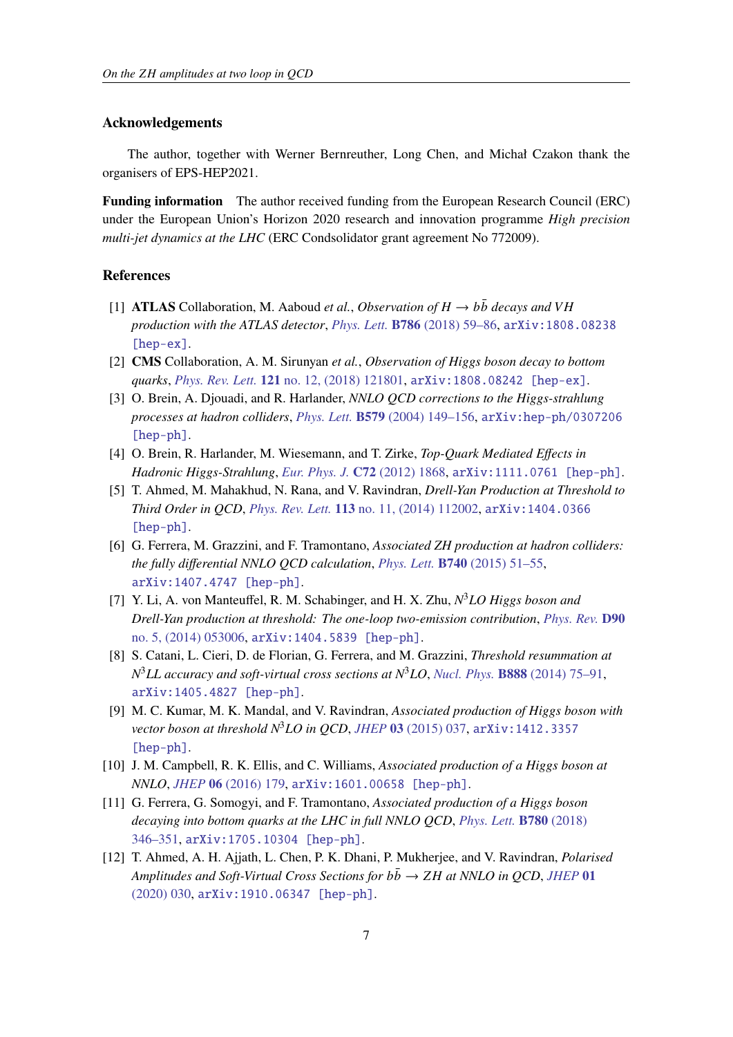## Acknowledgements

The author, together with Werner Bernreuther, Long Chen, and Michał Czakon thank the organisers of EPS-HEP2021.

**Funding information** The author received funding from the European Research Council (ERC) under the European Union's Horizon 2020 research and innovation programme *High precision multi-jet dynamics at the LHC* (ERC Condsolidator grant agreement No 772009).

## References

[1] **ATLAS** Collaboration, M. Aaboud *et al.*, *Observation of $H \to b\bar{b}$ decays and $VH$ production with the ATLAS detector*, Phys. Lett. **B786** (2018) 59–86, arXiv:1808.08238 [hep-ex].

[2] **CMS** Collaboration, A. M. Sirunyan *et al.*, *Observation of Higgs boson decay to bottom quarks*, Phys. Rev. Lett. **121** no. 12, (2018) 121801, arXiv:1808.08242 [hep-ex].

[3] O. Brein, A. Djouadi, and R. Harlander, *NNLO QCD corrections to the Higgs-strahlung processes at hadron colliders*, Phys. Lett. **B579** (2004) 149–156, arXiv:hep-ph/0307206 [hep-ph].

[4] O. Brein, R. Harlander, M. Wiesemann, and T. Zirke, *Top-Quark Mediated Effects in Hadronic Higgs-Strahlung*, Eur. Phys. J. **C72** (2012) 1868, arXiv:1111.0761 [hep-ph].

[5] T. Ahmed, M. Mahakhud, N. Rana, and V. Ravindran, *Drell-Yan Production at Threshold to Third Order in QCD*, Phys. Rev. Lett. **113** no. 11, (2014) 112002, arXiv:1404.0366 [hep-ph].

[6] G. Ferrera, M. Grazzini, and F. Tramontano, *Associated ZH production at hadron colliders: the fully differential NNLO QCD calculation*, Phys. Lett. **B740** (2015) 51–55, arXiv:1407.4747 [hep-ph].

[7] Y. Li, A. von Manteuffel, R. M. Schabinger, and H. X. Zhu, *$N^3LO$ Higgs boson and Drell-Yan production at threshold: The one-loop two-emission contribution*, Phys. Rev. **D90** no. 5, (2014) 053006, arXiv:1404.5839 [hep-ph].

[8] S. Catani, L. Cieri, D. de Florian, G. Ferrera, and M. Grazzini, *Threshold resummation at $N^3LL$ accuracy and soft-virtual cross sections at $N^3LO$*, Nucl. Phys. **B888** (2014) 75–91, arXiv:1405.4827 [hep-ph].

[9] M. C. Kumar, M. K. Mandal, and V. Ravindran, *Associated production of Higgs boson with vector boson at threshold $N^3LO$ in QCD*, JHEP **03** (2015) 037, arXiv:1412.3357 [hep-ph].

[10] J. M. Campbell, R. K. Ellis, and C. Williams, *Associated production of a Higgs boson at NNLO*, JHEP **06** (2016) 179, arXiv:1601.00658 [hep-ph].

[11] G. Ferrera, G. Somogyi, and F. Tramontano, *Associated production of a Higgs boson decaying into bottom quarks at the LHC in full NNLO QCD*, Phys. Lett. **B780** (2018) 346–351, arXiv:1705.10304 [hep-ph].

[12] T. Ahmed, A. H. Ajjath, L. Chen, P. K. Dhani, P. Mukherjee, and V. Ravindran, *Polarised Amplitudes and Soft-Virtual Cross Sections for $b\bar{b} \to ZH$ at NNLO in QCD*, JHEP **01** (2020) 030, arXiv:1910.06347 [hep-ph].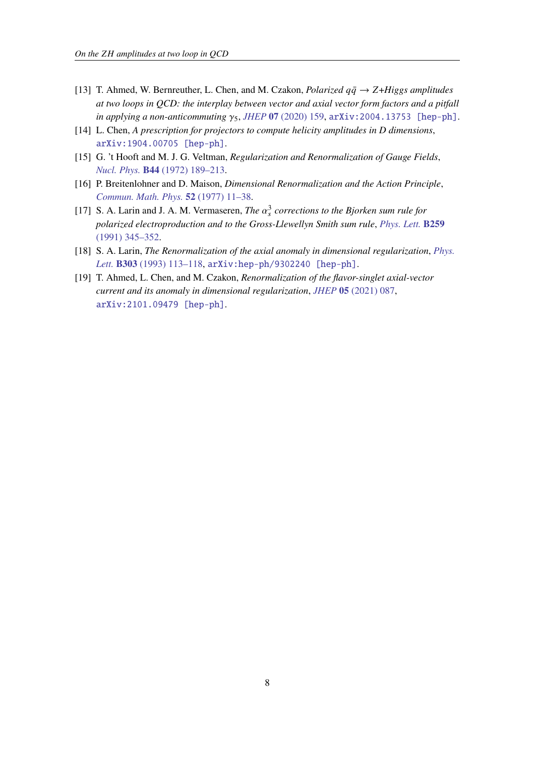[13] T. Ahmed, W. Bernreuther, L. Chen, and M. Czakon, *Polarized $q\bar{q} \to$ Z+Higgs amplitudes at two loops in QCD: the interplay between vector and axial vector form factors and a pitfall in applying a non-anticommuting $\gamma_5$*, *JHEP* **07** (2020) 159, arXiv:2004.13753 [hep-ph].

[14] L. Chen, *A prescription for projectors to compute helicity amplitudes in D dimensions*, arXiv:1904.00705 [hep-ph].

[15] G. 't Hooft and M. J. G. Veltman, *Regularization and Renormalization of Gauge Fields*, *Nucl. Phys.* **B44** (1972) 189–213.

[16] P. Breitenlohner and D. Maison, *Dimensional Renormalization and the Action Principle*, *Commun. Math. Phys.* **52** (1977) 11–38.

[17] S. A. Larin and J. A. M. Vermaseren, *The $\alpha_s^3$ corrections to the Bjorken sum rule for polarized electroproduction and to the Gross-Llewellyn Smith sum rule*, *Phys. Lett.* **B259** (1991) 345–352.

[18] S. A. Larin, *The Renormalization of the axial anomaly in dimensional regularization*, *Phys. Lett.* **B303** (1993) 113–118, arXiv:hep-ph/9302240 [hep-ph].

[19] T. Ahmed, L. Chen, and M. Czakon, *Renormalization of the flavor-singlet axial-vector current and its anomaly in dimensional regularization*, *JHEP* **05** (2021) 087, arXiv:2101.09479 [hep-ph].